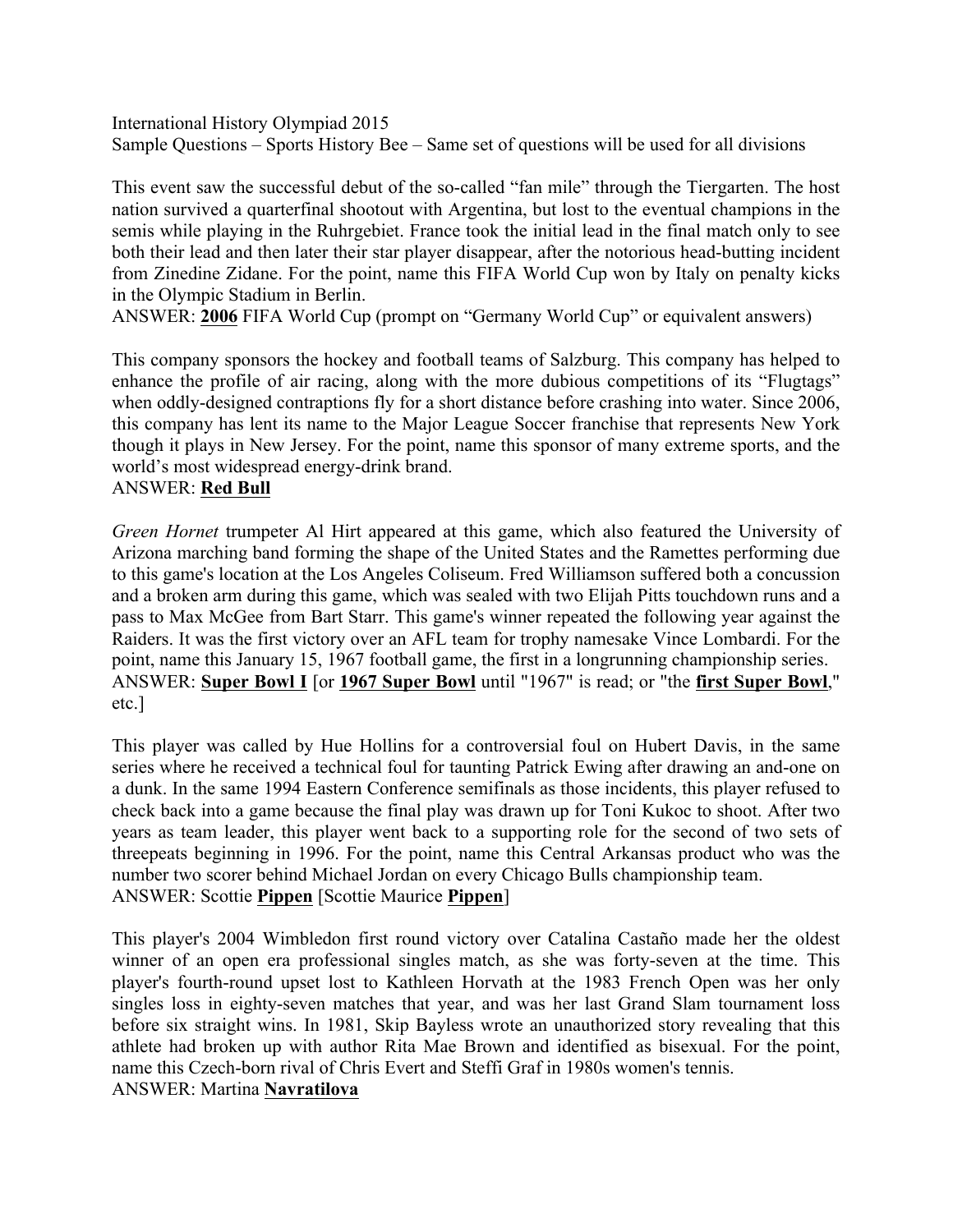International History Olympiad 2015

Sample Questions – Sports History Bee – Same set of questions will be used for all divisions

This event saw the successful debut of the so-called "fan mile" through the Tiergarten. The host nation survived a quarterfinal shootout with Argentina, but lost to the eventual champions in the semis while playing in the Ruhrgebiet. France took the initial lead in the final match only to see both their lead and then later their star player disappear, after the notorious head-butting incident from Zinedine Zidane. For the point, name this FIFA World Cup won by Italy on penalty kicks in the Olympic Stadium in Berlin.

ANSWER: **2006** FIFA World Cup (prompt on "Germany World Cup" or equivalent answers)

This company sponsors the hockey and football teams of Salzburg. This company has helped to enhance the profile of air racing, along with the more dubious competitions of its "Flugtags" when oddly-designed contraptions fly for a short distance before crashing into water. Since 2006, this company has lent its name to the Major League Soccer franchise that represents New York though it plays in New Jersey. For the point, name this sponsor of many extreme sports, and the world's most widespread energy-drink brand.

ANSWER: **Red Bull**

*Green Hornet* trumpeter Al Hirt appeared at this game, which also featured the University of Arizona marching band forming the shape of the United States and the Ramettes performing due to this game's location at the Los Angeles Coliseum. Fred Williamson suffered both a concussion and a broken arm during this game, which was sealed with two Elijah Pitts touchdown runs and a pass to Max McGee from Bart Starr. This game's winner repeated the following year against the Raiders. It was the first victory over an AFL team for trophy namesake Vince Lombardi. For the point, name this January 15, 1967 football game, the first in a longrunning championship series.

ANSWER: **Super Bowl I** [or **1967 Super Bowl** until "1967" is read; or "the **first Super Bowl**," etc.]

This player was called by Hue Hollins for a controversial foul on Hubert Davis, in the same series where he received a technical foul for taunting Patrick Ewing after drawing an and-one on a dunk. In the same 1994 Eastern Conference semifinals as those incidents, this player refused to check back into a game because the final play was drawn up for Toni Kukoc to shoot. After two years as team leader, this player went back to a supporting role for the second of two sets of threepeats beginning in 1996. For the point, name this Central Arkansas product who was the number two scorer behind Michael Jordan on every Chicago Bulls championship team.

ANSWER: Scottie **Pippen** [Scottie Maurice **Pippen**]

This player's 2004 Wimbledon first round victory over Catalina Castaño made her the oldest winner of an open era professional singles match, as she was forty-seven at the time. This player's fourth-round upset lost to Kathleen Horvath at the 1983 French Open was her only singles loss in eighty-seven matches that year, and was her last Grand Slam tournament loss before six straight wins. In 1981, Skip Bayless wrote an unauthorized story revealing that this athlete had broken up with author Rita Mae Brown and identified as bisexual. For the point, name this Czech-born rival of Chris Evert and Steffi Graf in 1980s women's tennis.

ANSWER: Martina **Navratilova**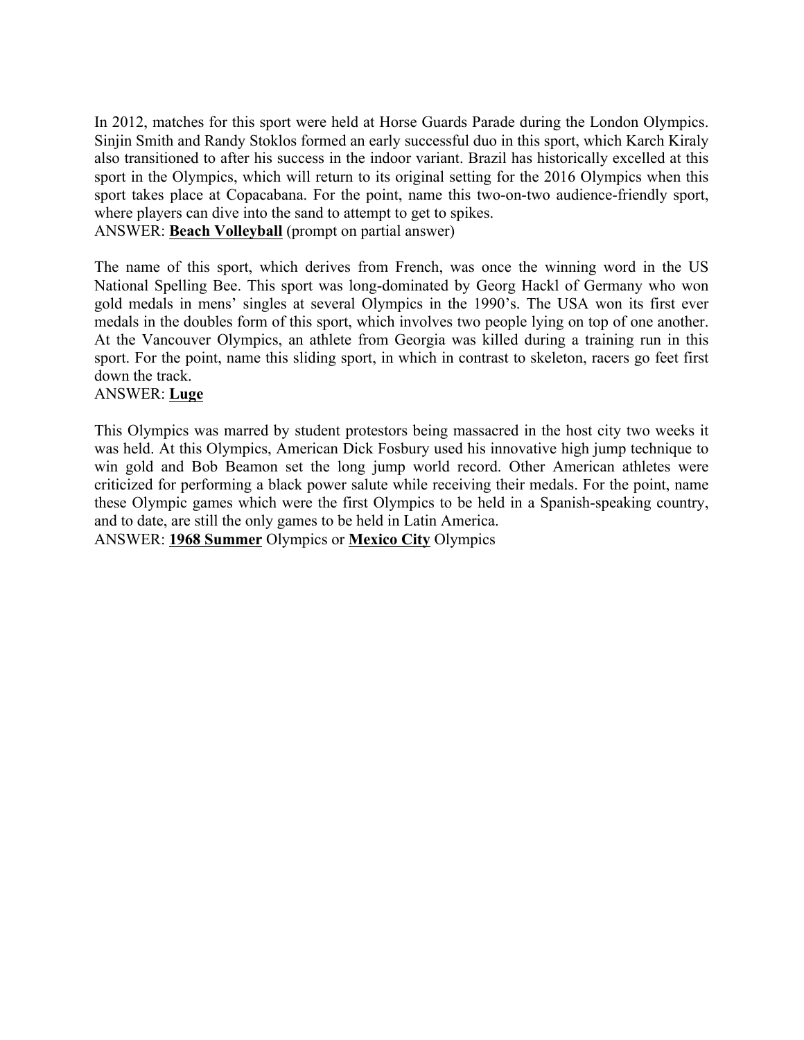In 2012, matches for this sport were held at Horse Guards Parade during the London Olympics. Sinjin Smith and Randy Stoklos formed an early successful duo in this sport, which Karch Kiraly also transitioned to after his success in the indoor variant. Brazil has historically excelled at this sport in the Olympics, which will return to its original setting for the 2016 Olympics when this sport takes place at Copacabana. For the point, name this two-on-two audience-friendly sport, where players can dive into the sand to attempt to get to spikes.
ANSWER: **Beach Volleyball** (prompt on partial answer)

The name of this sport, which derives from French, was once the winning word in the US National Spelling Bee. This sport was long-dominated by Georg Hackl of Germany who won gold medals in mens' singles at several Olympics in the 1990's. The USA won its first ever medals in the doubles form of this sport, which involves two people lying on top of one another. At the Vancouver Olympics, an athlete from Georgia was killed during a training run in this sport. For the point, name this sliding sport, in which in contrast to skeleton, racers go feet first down the track.
ANSWER: **Luge**

This Olympics was marred by student protestors being massacred in the host city two weeks it was held. At this Olympics, American Dick Fosbury used his innovative high jump technique to win gold and Bob Beamon set the long jump world record. Other American athletes were criticized for performing a black power salute while receiving their medals. For the point, name these Olympic games which were the first Olympics to be held in a Spanish-speaking country, and to date, are still the only games to be held in Latin America.
ANSWER: **1968 Summer** Olympics or **Mexico City** Olympics